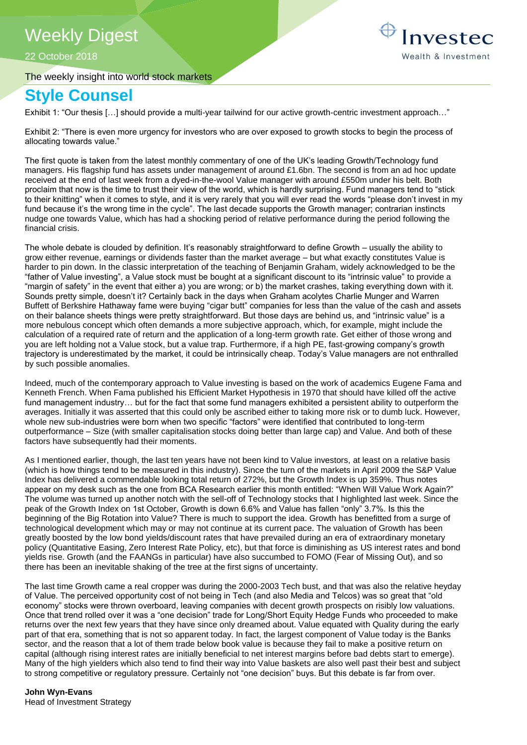# Weekly Digest

22 October 2018

The weekly insight into world stock markets

## Style Counsel

Exhibit 1: "Our thesis […] should provide a multi-year tailwind for our active growth-centric investment approach…"

Exhibit 2: "There is even more urgency for investors who are over exposed to growth stocks to begin the process of allocating towards value."

The first quote is taken from the latest monthly commentary of one of the UK's leading Growth/Technology fund managers. His flagship fund has assets under management of around £1.6bn. The second is from an ad hoc update received at the end of last week from a dyed-in-the-wool Value manager with around £550m under his belt. Both proclaim that now is the time to trust their view of the world, which is hardly surprising. Fund managers tend to "stick to their knitting" when it comes to style, and it is very rarely that you will ever read the words "please don't invest in my fund because it's the wrong time in the cycle". The last decade supports the Growth manager; contrarian instincts nudge one towards Value, which has had a shocking period of relative performance during the period following the financial crisis.

The whole debate is clouded by definition. It's reasonably straightforward to define Growth – usually the ability to grow either revenue, earnings or dividends faster than the market average – but what exactly constitutes Value is harder to pin down. In the classic interpretation of the teaching of Benjamin Graham, widely acknowledged to be the "father of Value investing", a Value stock must be bought at a significant discount to its "intrinsic value" to provide a "margin of safety" in the event that either a) you are wrong; or b) the market crashes, taking everything down with it. Sounds pretty simple, doesn't it? Certainly back in the days when Graham acolytes Charlie Munger and Warren Buffett of Berkshire Hathaway fame were buying "cigar butt" companies for less than the value of the cash and assets on their balance sheets things were pretty straightforward. But those days are behind us, and "intrinsic value" is a more nebulous concept which often demands a more subjective approach, which, for example, might include the calculation of a required rate of return and the application of a long-term growth rate. Get either of those wrong and you are left holding not a Value stock, but a value trap. Furthermore, if a high PE, fast-growing company's growth trajectory is underestimated by the market, it could be intrinsically cheap. Today's Value managers are not enthralled by such possible anomalies.

Indeed, much of the contemporary approach to Value investing is based on the work of academics Eugene Fama and Kenneth French. When Fama published his Efficient Market Hypothesis in 1970 that should have killed off the active fund management industry… but for the fact that some fund managers exhibited a persistent ability to outperform the averages. Initially it was asserted that this could only be ascribed either to taking more risk or to dumb luck. However, whole new sub-industries were born when two specific "factors" were identified that contributed to long-term outperformance – Size (with smaller capitalisation stocks doing better than large cap) and Value. And both of these factors have subsequently had their moments.

As I mentioned earlier, though, the last ten years have not been kind to Value investors, at least on a relative basis (which is how things tend to be measured in this industry). Since the turn of the markets in April 2009 the S&P Value Index has delivered a commendable looking total return of 272%, but the Growth Index is up 359%. Thus notes appear on my desk such as the one from BCA Research earlier this month entitled: "When Will Value Work Again?" The volume was turned up another notch with the sell-off of Technology stocks that I highlighted last week. Since the peak of the Growth Index on 1st October, Growth is down 6.6% and Value has fallen "only" 3.7%. Is this the beginning of the Big Rotation into Value? There is much to support the idea. Growth has benefitted from a surge of technological development which may or may not continue at its current pace. The valuation of Growth has been greatly boosted by the low bond yields/discount rates that have prevailed during an era of extraordinary monetary policy (Quantitative Easing, Zero Interest Rate Policy, etc), but that force is diminishing as US interest rates and bond yields rise. Growth (and the FAANGs in particular) have also succumbed to FOMO (Fear of Missing Out), and so there has been an inevitable shaking of the tree at the first signs of uncertainty.

The last time Growth came a real cropper was during the 2000-2003 Tech bust, and that was also the relative heyday of Value. The perceived opportunity cost of not being in Tech (and also Media and Telcos) was so great that "old economy" stocks were thrown overboard, leaving companies with decent growth prospects on risibly low valuations. Once that trend rolled over it was a "one decision" trade for Long/Short Equity Hedge Funds who proceeded to make returns over the next few years that they have since only dreamed about. Value equated with Quality during the early part of that era, something that is not so apparent today. In fact, the largest component of Value today is the Banks sector, and the reason that a lot of them trade below book value is because they fail to make a positive return on capital (although rising interest rates are initially beneficial to net interest margins before bad debts start to emerge). Many of the high yielders which also tend to find their way into Value baskets are also well past their best and subject to strong competitive or regulatory pressure. Certainly not "one decision" buys. But this debate is far from over.

**John Wyn-Evans**
Head of Investment Strategy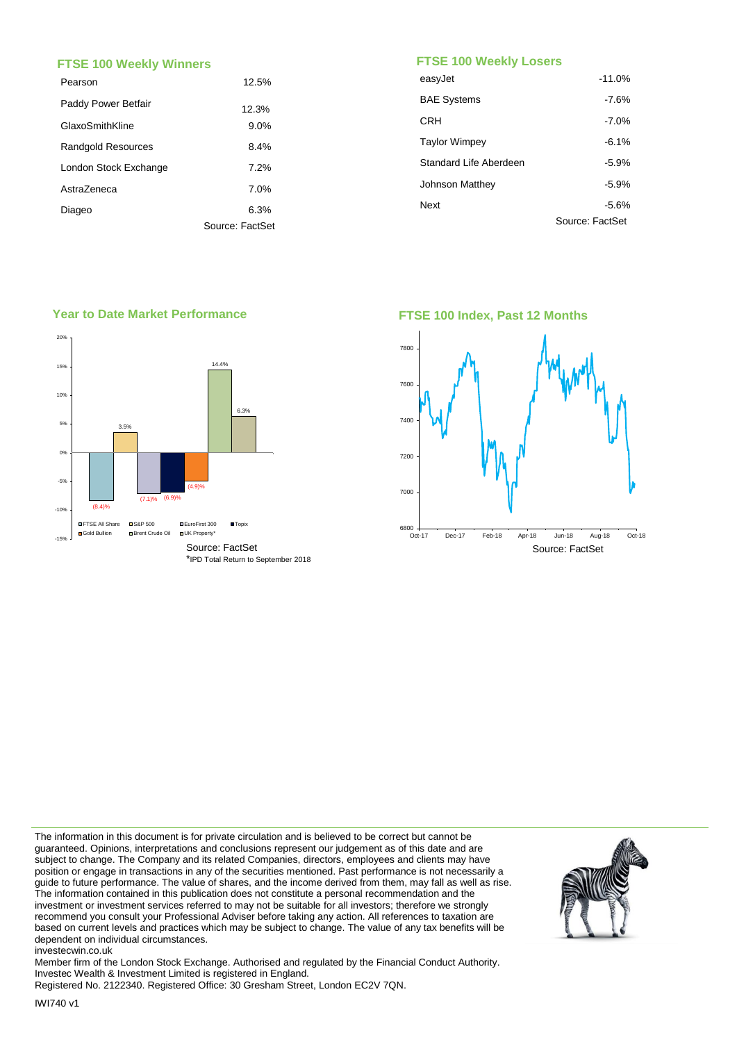## FTSE 100 Weekly Winners

| | |
|---|---|
| Pearson | 12.5% |
| Paddy Power Betfair | 12.3% |
| GlaxoSmithKline | 9.0% |
| Randgold Resources | 8.4% |
| London Stock Exchange | 7.2% |
| AstraZeneca | 7.0% |
| Diageo | 6.3% |

Source: FactSet

## FTSE 100 Weekly Losers

| | |
|---|---|
| easyJet | -11.0% |
| BAE Systems | -7.6% |
| CRH | -7.0% |
| Taylor Wimpey | -6.1% |
| Standard Life Aberdeen | -5.9% |
| Johnson Matthey | -5.9% |
| Next | -5.6% |

Source: FactSet

## Year to Date Market Performance

20%
15%
10%
5%
0%
-5%
-10%
-15%

(8.4)%
3.5%
(7.1)%
(6.9)%
(4.9)%
14.4%
6.3%

FTSE All Share
Gold Bullion
S&P 500
Brent Crude Oil
EuroFirst 300
UK Property*
Topix

Source: FactSet
*IPD Total Return to September 2018

## FTSE 100 Index, Past 12 Months

7800
7600
7400
7200
7000
6800

Oct-17
Dec-17
Feb-18
Apr-18
Jun-18
Aug-18
Oct-18

Source: FactSet

The information in this document is for private circulation and is believed to be correct but cannot be guaranteed. Opinions, interpretations and conclusions represent our judgement as of this date and are subject to change. The Company and its related Companies, directors, employees and clients may have position or engage in transactions in any of the securities mentioned. Past performance is not necessarily a guide to future performance. The value of shares, and the income derived from them, may fall as well as rise. The information contained in this publication does not constitute a personal recommendation and the investment or investment services referred to may not be suitable for all investors; therefore we strongly recommend you consult your Professional Adviser before taking any action. All references to taxation are based on current levels and practices which may be subject to change. The value of any tax benefits will be dependent on individual circumstances.
investecwin.co.uk
Member firm of the London Stock Exchange. Authorised and regulated by the Financial Conduct Authority.
Investec Wealth & Investment Limited is registered in England.
Registered No. 2122340. Registered Office: 30 Gresham Street, London EC2V 7QN.

IWI740 v1